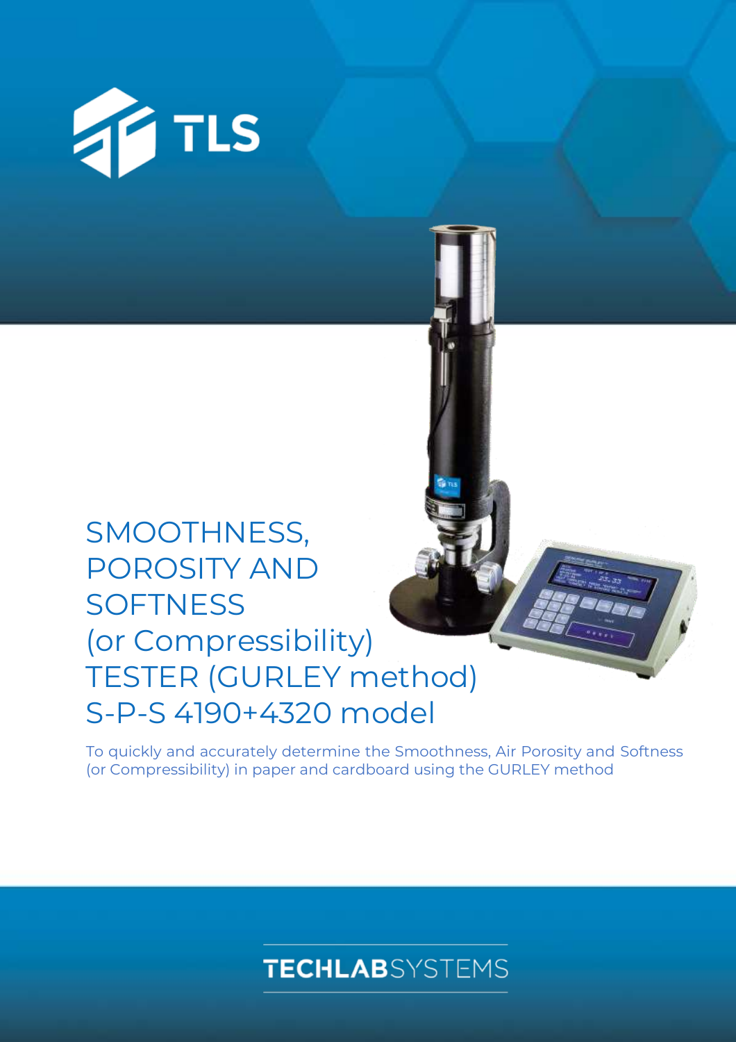TLS

# SMOOTHNESS, POROSITY AND SOFTNESS (or Compressibility) TESTER (GURLEY method) S-P-S 4190+4320 model

To quickly and accurately determine the Smoothness, Air Porosity and Softness (or Compressibility) in paper and cardboard using the GURLEY method

TECHLABSYSTEMS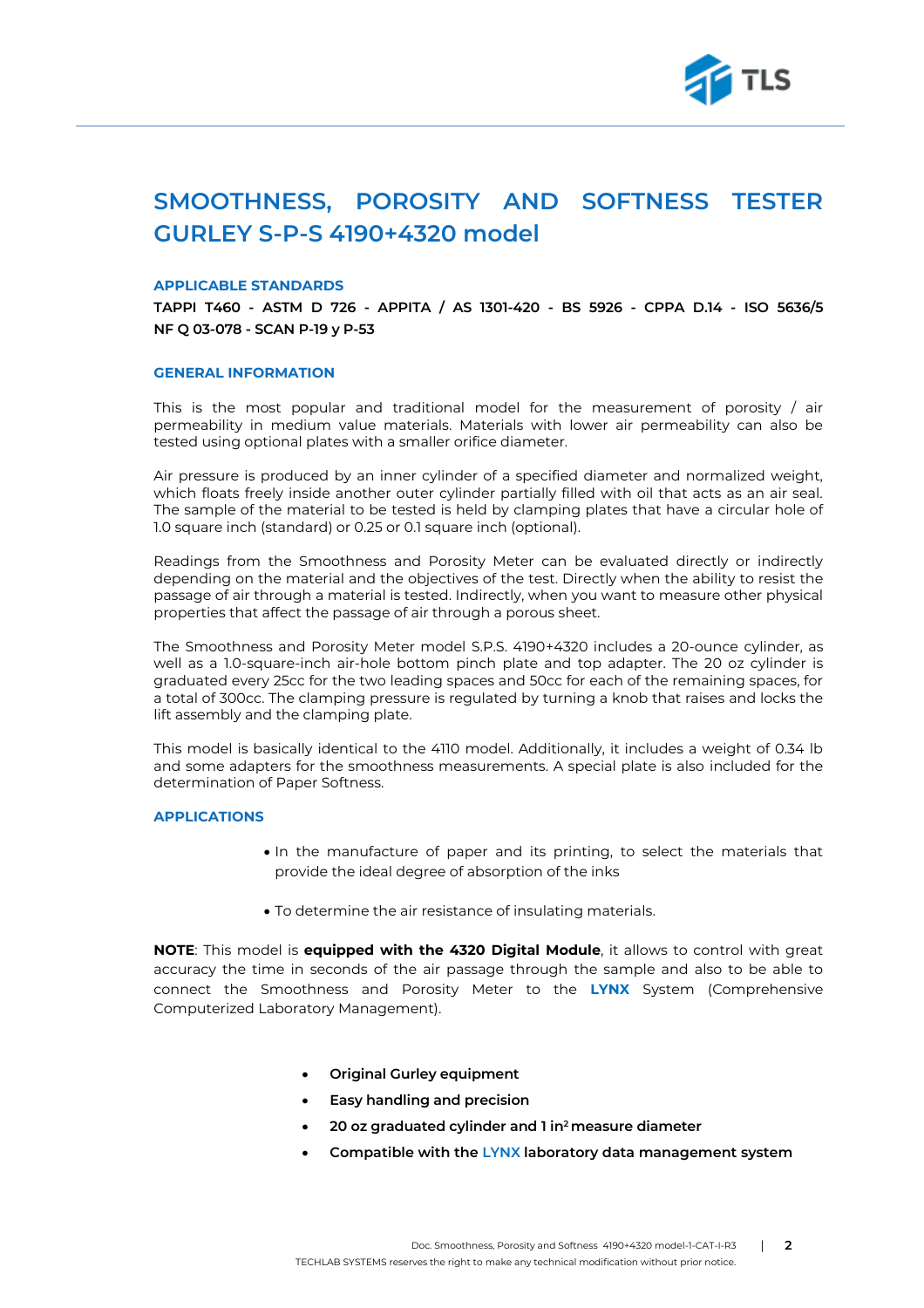# SMOOTHNESS, POROSITY AND SOFTNESS TESTER GURLEY S-P-S 4190+4320 model

### APPLICABLE STANDARDS

**TAPPI T460 - ASTM D 726 - APPITA / AS 1301-420 - BS 5926 - CPPA D.14 - ISO 5636/5 NF Q 03-078 - SCAN P-19 y P-53**

### GENERAL INFORMATION

This is the most popular and traditional model for the measurement of porosity / air permeability in medium value materials. Materials with lower air permeability can also be tested using optional plates with a smaller orifice diameter.

Air pressure is produced by an inner cylinder of a specified diameter and normalized weight, which floats freely inside another outer cylinder partially filled with oil that acts as an air seal. The sample of the material to be tested is held by clamping plates that have a circular hole of 1.0 square inch (standard) or 0.25 or 0.1 square inch (optional).

Readings from the Smoothness and Porosity Meter can be evaluated directly or indirectly depending on the material and the objectives of the test. Directly when the ability to resist the passage of air through a material is tested. Indirectly, when you want to measure other physical properties that affect the passage of air through a porous sheet.

The Smoothness and Porosity Meter model S.P.S. 4190+4320 includes a 20-ounce cylinder, as well as a 1.0-square-inch air-hole bottom pinch plate and top adapter. The 20 oz cylinder is graduated every 25cc for the two leading spaces and 50cc for each of the remaining spaces, for a total of 300cc. The clamping pressure is regulated by turning a knob that raises and locks the lift assembly and the clamping plate.

This model is basically identical to the 4110 model. Additionally, it includes a weight of 0.34 lb and some adapters for the smoothness measurements. A special plate is also included for the determination of Paper Softness.

### APPLICATIONS

- In the manufacture of paper and its printing, to select the materials that provide the ideal degree of absorption of the inks
- To determine the air resistance of insulating materials.

**NOTE**: This model is **equipped with the 4320 Digital Module**, it allows to control with great accuracy the time in seconds of the air passage through the sample and also to be able to connect the Smoothness and Porosity Meter to the **LYNX** System (Comprehensive Computerized Laboratory Management).

- **Original Gurley equipment**
- **Easy handling and precision**
- **20 oz graduated cylinder and 1 $in^2$ measure diameter**
- **Compatible with the LYNX laboratory data management system**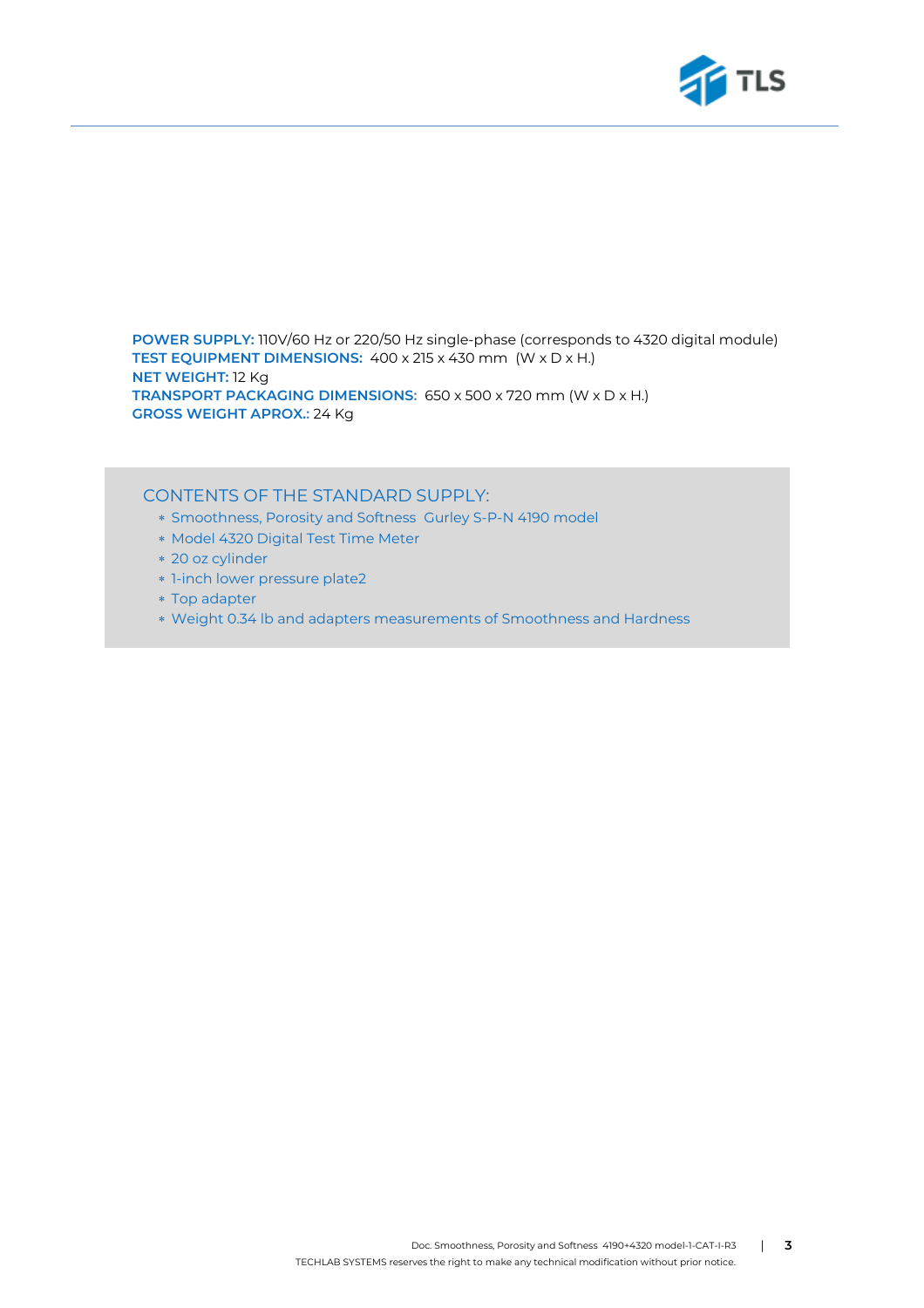**POWER SUPPLY:** 110V/60 Hz or 220/50 Hz single-phase (corresponds to 4320 digital module)
**TEST EQUIPMENT DIMENSIONS:** 400 x 215 x 430 mm (W x D x H.)
**NET WEIGHT:** 12 Kg
**TRANSPORT PACKAGING DIMENSIONS:** 650 x 500 x 720 mm (W x D x H.)
**GROSS WEIGHT APROX.:** 24 Kg

## CONTENTS OF THE STANDARD SUPPLY:

- Smoothness, Porosity and Softness Gurley S-P-N 4190 model
- Model 4320 Digital Test Time Meter
- 20 oz cylinder
- 1-inch lower pressure plate2
- Top adapter
- Weight 0.34 lb and adapters measurements of Smoothness and Hardness